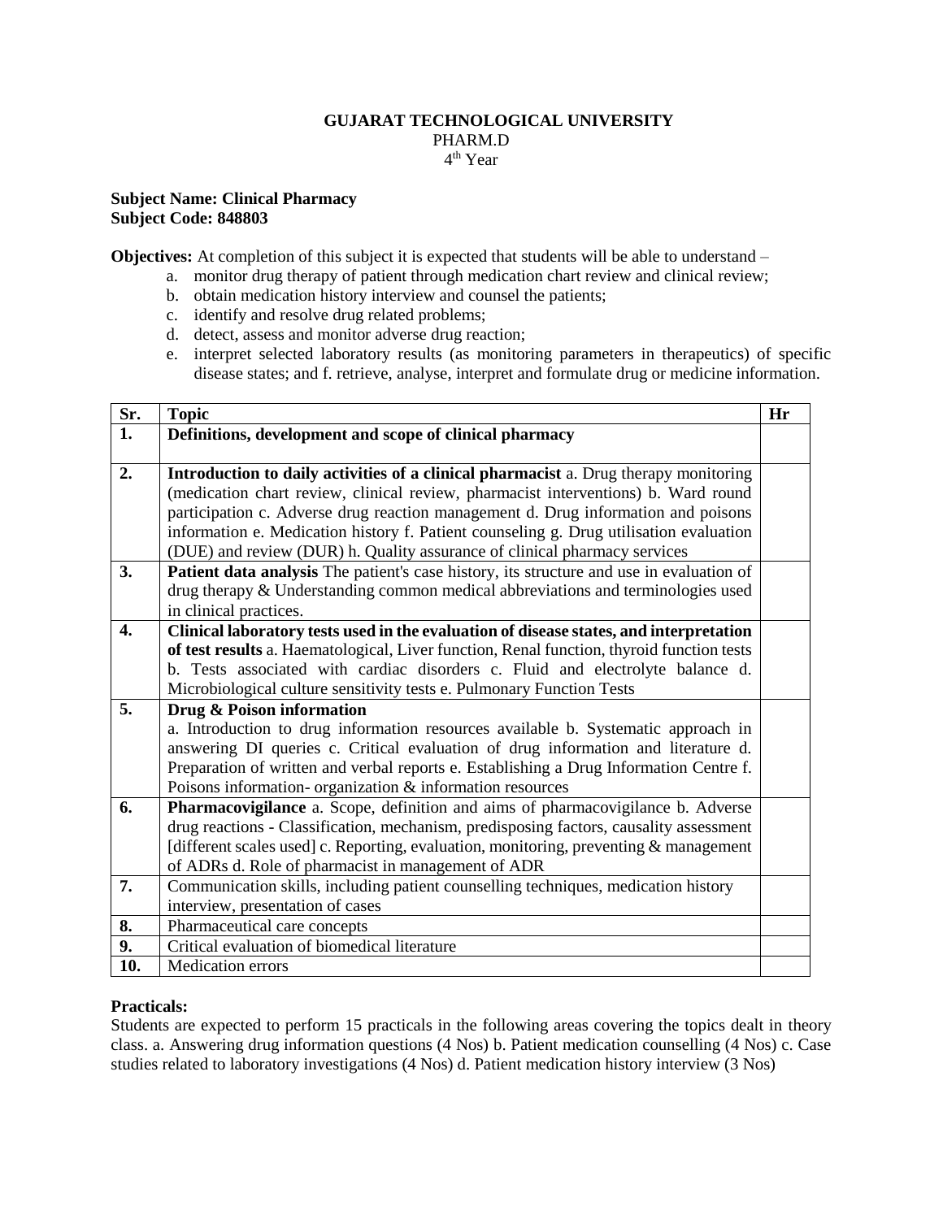**GUJARAT TECHNOLOGICAL UNIVERSITY**
PHARM.D
4th Year

**Subject Name: Clinical Pharmacy**
**Subject Code: 848803**

**Objectives:** At completion of this subject it is expected that students will be able to understand –

a. monitor drug therapy of patient through medication chart review and clinical review;
b. obtain medication history interview and counsel the patients;
c. identify and resolve drug related problems;
d. detect, assess and monitor adverse drug reaction;
e. interpret selected laboratory results (as monitoring parameters in therapeutics) of specific disease states; and f. retrieve, analyse, interpret and formulate drug or medicine information.

| Sr. | Topic | Hr |
|---|---|---|
| **1.** | **Definitions, development and scope of clinical pharmacy** | |
| **2.** | **Introduction to daily activities of a clinical pharmacist** a. Drug therapy monitoring (medication chart review, clinical review, pharmacist interventions) b. Ward round participation c. Adverse drug reaction management d. Drug information and poisons information e. Medication history f. Patient counseling g. Drug utilisation evaluation (DUE) and review (DUR) h. Quality assurance of clinical pharmacy services | |
| **3.** | **Patient data analysis** The patient's case history, its structure and use in evaluation of drug therapy & Understanding common medical abbreviations and terminologies used in clinical practices. | |
| **4.** | **Clinical laboratory tests used in the evaluation of disease states, and interpretation of test results** a. Haematological, Liver function, Renal function, thyroid function tests b. Tests associated with cardiac disorders c. Fluid and electrolyte balance d. Microbiological culture sensitivity tests e. Pulmonary Function Tests | |
| **5.** | **Drug & Poison information** a. Introduction to drug information resources available b. Systematic approach in answering DI queries c. Critical evaluation of drug information and literature d. Preparation of written and verbal reports e. Establishing a Drug Information Centre f. Poisons information- organization & information resources | |
| **6.** | **Pharmacovigilance** a. Scope, definition and aims of pharmacovigilance b. Adverse drug reactions - Classification, mechanism, predisposing factors, causality assessment [different scales used] c. Reporting, evaluation, monitoring, preventing & management of ADRs d. Role of pharmacist in management of ADR | |
| **7.** | Communication skills, including patient counselling techniques, medication history interview, presentation of cases | |
| **8.** | Pharmaceutical care concepts | |
| **9.** | Critical evaluation of biomedical literature | |
| **10.** | Medication errors | |

**Practicals:**

Students are expected to perform 15 practicals in the following areas covering the topics dealt in theory class. a. Answering drug information questions (4 Nos) b. Patient medication counselling (4 Nos) c. Case studies related to laboratory investigations (4 Nos) d. Patient medication history interview (3 Nos)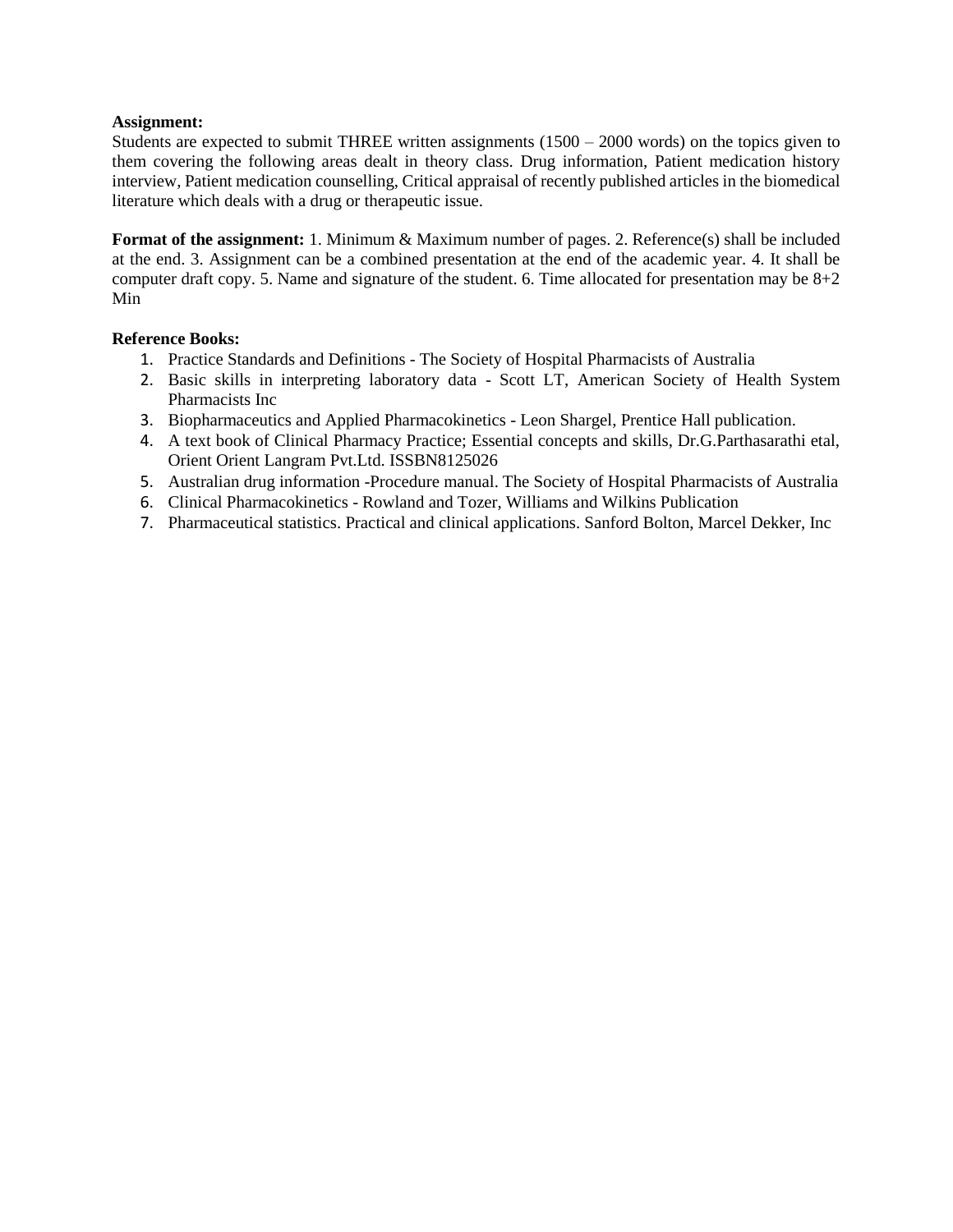**Assignment:**
Students are expected to submit THREE written assignments (1500 – 2000 words) on the topics given to them covering the following areas dealt in theory class. Drug information, Patient medication history interview, Patient medication counselling, Critical appraisal of recently published articles in the biomedical literature which deals with a drug or therapeutic issue.

**Format of the assignment:** 1. Minimum & Maximum number of pages. 2. Reference(s) shall be included at the end. 3. Assignment can be a combined presentation at the end of the academic year. 4. It shall be computer draft copy. 5. Name and signature of the student. 6. Time allocated for presentation may be 8+2 Min

**Reference Books:**

1. Practice Standards and Definitions - The Society of Hospital Pharmacists of Australia
2. Basic skills in interpreting laboratory data - Scott LT, American Society of Health System Pharmacists Inc
3. Biopharmaceutics and Applied Pharmacokinetics - Leon Shargel, Prentice Hall publication.
4. A text book of Clinical Pharmacy Practice; Essential concepts and skills, Dr.G.Parthasarathi etal, Orient Orient Langram Pvt.Ltd. ISSBN8125026
5. Australian drug information -Procedure manual. The Society of Hospital Pharmacists of Australia
6. Clinical Pharmacokinetics - Rowland and Tozer, Williams and Wilkins Publication
7. Pharmaceutical statistics. Practical and clinical applications. Sanford Bolton, Marcel Dekker, Inc